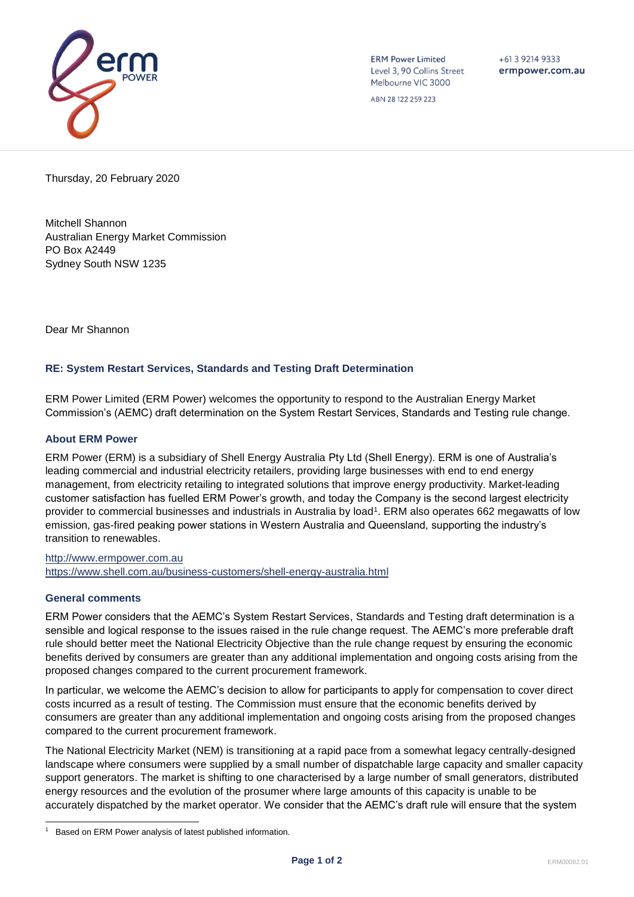ERM Power Limited
Level 3, 90 Collins Street
Melbourne VIC 3000

ABN 28 122 259 223

+61 3 9214 9333
ermpower.com.au

Thursday, 20 February 2020

Mitchell Shannon
Australian Energy Market Commission
PO Box A2449
Sydney South NSW 1235

Dear Mr Shannon

### RE: System Restart Services, Standards and Testing Draft Determination

ERM Power Limited (ERM Power) welcomes the opportunity to respond to the Australian Energy Market Commission's (AEMC) draft determination on the System Restart Services, Standards and Testing rule change.

#### About ERM Power

ERM Power (ERM) is a subsidiary of Shell Energy Australia Pty Ltd (Shell Energy). ERM is one of Australia's leading commercial and industrial electricity retailers, providing large businesses with end to end energy management, from electricity retailing to integrated solutions that improve energy productivity. Market-leading customer satisfaction has fuelled ERM Power's growth, and today the Company is the second largest electricity provider to commercial businesses and industrials in Australia by load[1]. ERM also operates 662 megawatts of low emission, gas-fired peaking power stations in Western Australia and Queensland, supporting the industry's transition to renewables.

http://www.ermpower.com.au
https://www.shell.com.au/business-customers/shell-energy-australia.html

#### General comments

ERM Power considers that the AEMC's System Restart Services, Standards and Testing draft determination is a sensible and logical response to the issues raised in the rule change request. The AEMC's more preferable draft rule should better meet the National Electricity Objective than the rule change request by ensuring the economic benefits derived by consumers are greater than any additional implementation and ongoing costs arising from the proposed changes compared to the current procurement framework.

In particular, we welcome the AEMC's decision to allow for participants to apply for compensation to cover direct costs incurred as a result of testing. The Commission must ensure that the economic benefits derived by consumers are greater than any additional implementation and ongoing costs arising from the proposed changes compared to the current procurement framework.

The National Electricity Market (NEM) is transitioning at a rapid pace from a somewhat legacy centrally-designed landscape where consumers were supplied by a small number of dispatchable large capacity and smaller capacity support generators. The market is shifting to one characterised by a large number of small generators, distributed energy resources and the evolution of the prosumer where large amounts of this capacity is unable to be accurately dispatched by the market operator. We consider that the AEMC's draft rule will ensure that the system

[1] Based on ERM Power analysis of latest published information.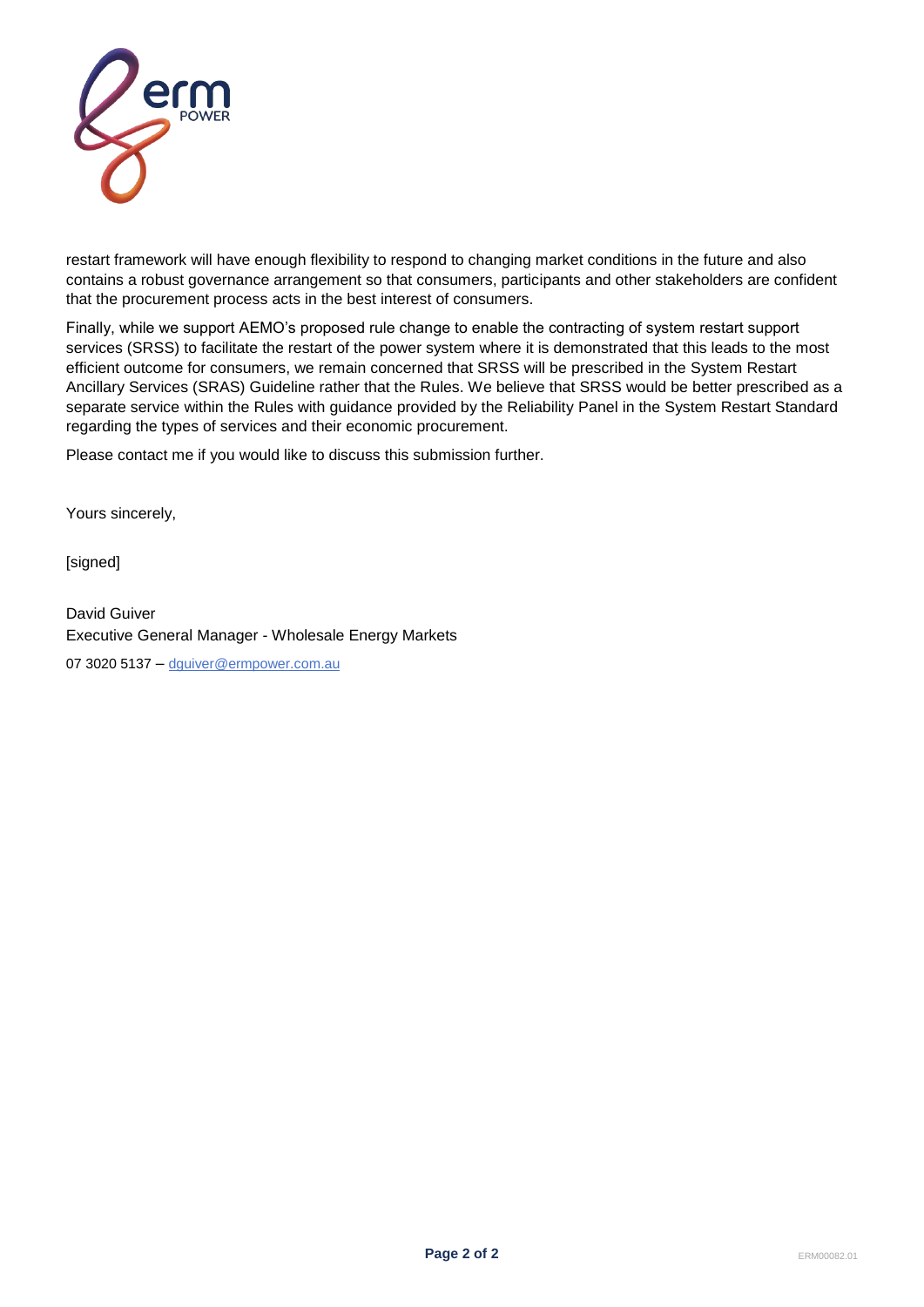restart framework will have enough flexibility to respond to changing market conditions in the future and also contains a robust governance arrangement so that consumers, participants and other stakeholders are confident that the procurement process acts in the best interest of consumers.

Finally, while we support AEMO's proposed rule change to enable the contracting of system restart support services (SRSS) to facilitate the restart of the power system where it is demonstrated that this leads to the most efficient outcome for consumers, we remain concerned that SRSS will be prescribed in the System Restart Ancillary Services (SRAS) Guideline rather that the Rules. We believe that SRSS would be better prescribed as a separate service within the Rules with guidance provided by the Reliability Panel in the System Restart Standard regarding the types of services and their economic procurement.

Please contact me if you would like to discuss this submission further.

Yours sincerely,

[signed]

David Guiver
Executive General Manager - Wholesale Energy Markets
07 3020 5137 – dguiver@ermpower.com.au